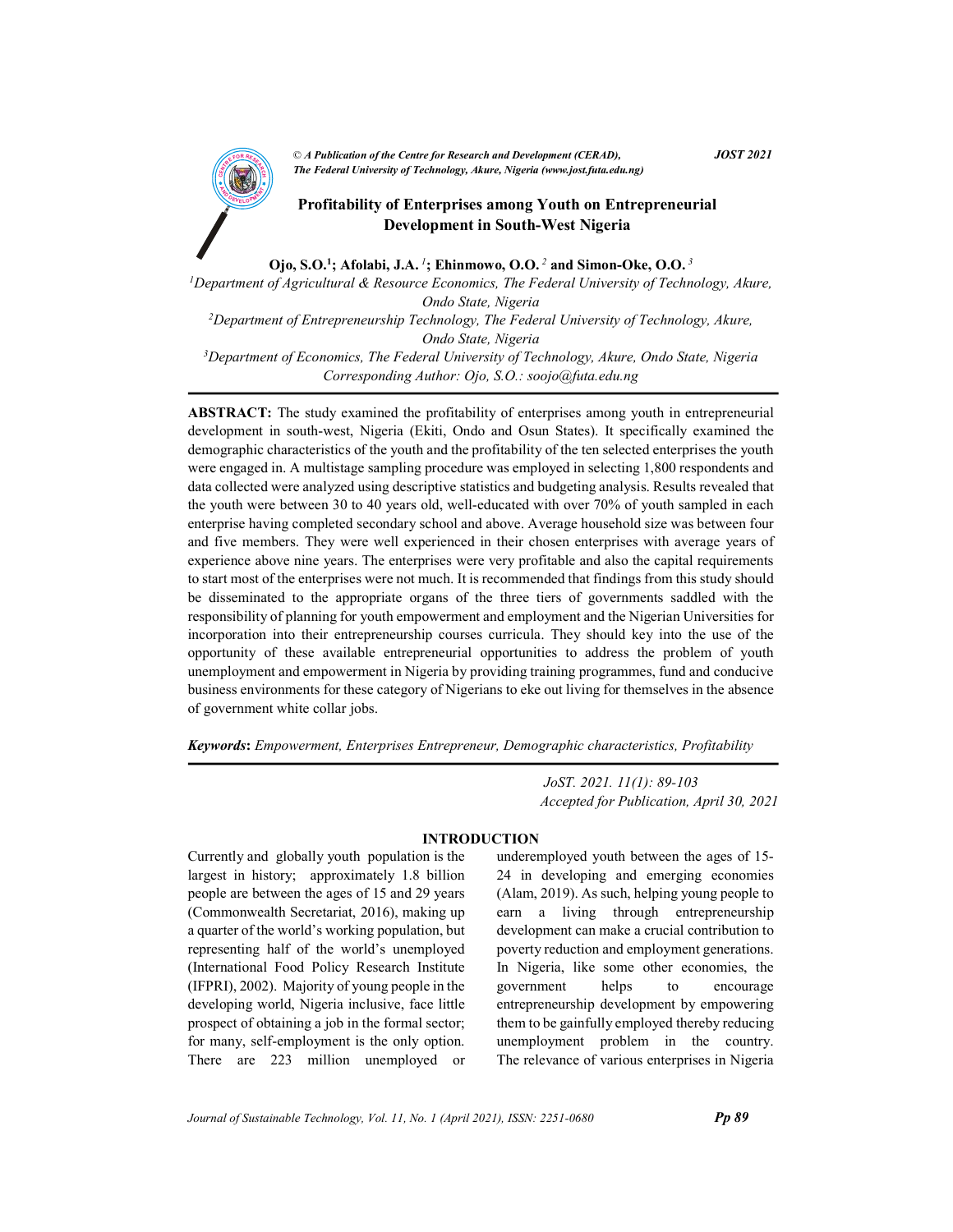© *A Publication of the Centre for Research and Development (CERAD), The Federal University of Technology, Akure, Nigeria (www.jost.futa.edu.ng)* **JOST 2021**

# Profitability of Enterprises among Youth on Entrepreneurial Development in South-West Nigeria

**Ojo, S.O.[1]; Afolabi, J.A.[1]; Ehinmowo, O.O.[2] and Simon-Oke, O.O.[3]**

[1]*Department of Agricultural & Resource Economics, The Federal University of Technology, Akure, Ondo State, Nigeria*

[2]*Department of Entrepreneurship Technology, The Federal University of Technology, Akure, Ondo State, Nigeria*

[3]*Department of Economics, The Federal University of Technology, Akure, Ondo State, Nigeria*

*Corresponding Author: Ojo, S.O.: soojo@futa.edu.ng*

---

**ABSTRACT:** The study examined the profitability of enterprises among youth in entrepreneurial development in south-west, Nigeria (Ekiti, Ondo and Osun States). It specifically examined the demographic characteristics of the youth and the profitability of the ten selected enterprises the youth were engaged in. A multistage sampling procedure was employed in selecting 1,800 respondents and data collected were analyzed using descriptive statistics and budgeting analysis. Results revealed that the youth were between 30 to 40 years old, well-educated with over 70% of youth sampled in each enterprise having completed secondary school and above. Average household size was between four and five members. They were well experienced in their chosen enterprises with average years of experience above nine years. The enterprises were very profitable and also the capital requirements to start most of the enterprises were not much. It is recommended that findings from this study should be disseminated to the appropriate organs of the three tiers of governments saddled with the responsibility of planning for youth empowerment and employment and the Nigerian Universities for incorporation into their entrepreneurship courses curricula. They should key into the use of the opportunity of these available entrepreneurial opportunities to address the problem of youth unemployment and empowerment in Nigeria by providing training programmes, fund and conducive business environments for these category of Nigerians to eke out living for themselves in the absence of government white collar jobs.

***Keywords*:** *Empowerment, Enterprises Entrepreneur, Demographic characteristics, Profitability*

---

*JoST. 2021. 11(1): 89-103*
*Accepted for Publication, April 30, 2021*

## INTRODUCTION

Currently and globally youth population is the largest in history; approximately 1.8 billion people are between the ages of 15 and 29 years (Commonwealth Secretariat, 2016), making up a quarter of the world's working population, but representing half of the world's unemployed (International Food Policy Research Institute (IFPRI), 2002). Majority of young people in the developing world, Nigeria inclusive, face little prospect of obtaining a job in the formal sector; for many, self-employment is the only option. There are 223 million unemployed or underemployed youth between the ages of 15-24 in developing and emerging economies (Alam, 2019). As such, helping young people to earn a living through entrepreneurship development can make a crucial contribution to poverty reduction and employment generations. In Nigeria, like some other economies, the government helps to encourage entrepreneurship development by empowering them to be gainfully employed thereby reducing unemployment problem in the country. The relevance of various enterprises in Nigeria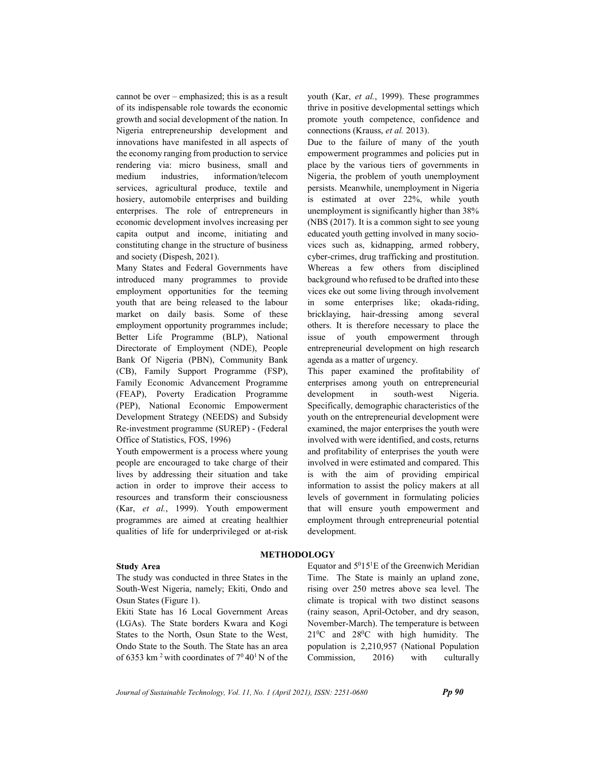cannot be over – emphasized; this is as a result of its indispensable role towards the economic growth and social development of the nation. In Nigeria entrepreneurship development and innovations have manifested in all aspects of the economy ranging from production to service rendering via: micro business, small and medium industries, information/telecom services, agricultural produce, textile and hosiery, automobile enterprises and building enterprises. The role of entrepreneurs in economic development involves increasing per capita output and income, initiating and constituting change in the structure of business and society (Dispesh, 2021).

Many States and Federal Governments have introduced many programmes to provide employment opportunities for the teeming youth that are being released to the labour market on daily basis. Some of these employment opportunity programmes include; Better Life Programme (BLP), National Directorate of Employment (NDE), People Bank Of Nigeria (PBN), Community Bank (CB), Family Support Programme (FSP), Family Economic Advancement Programme (FEAP), Poverty Eradication Programme (PEP), National Economic Empowerment Development Strategy (NEEDS) and Subsidy Re-investment programme (SUREP) - (Federal Office of Statistics, FOS, 1996)

Youth empowerment is a process where young people are encouraged to take charge of their lives by addressing their situation and take action in order to improve their access to resources and transform their consciousness (Kar, *et al.*, 1999). Youth empowerment programmes are aimed at creating healthier qualities of life for underprivileged or at-risk youth (Kar, *et al.*, 1999). These programmes thrive in positive developmental settings which promote youth competence, confidence and connections (Krauss, *et al.* 2013).

Due to the failure of many of the youth empowerment programmes and policies put in place by the various tiers of governments in Nigeria, the problem of youth unemployment persists. Meanwhile, unemployment in Nigeria is estimated at over 22%, while youth unemployment is significantly higher than 38% (NBS (2017). It is a common sight to see young educated youth getting involved in many socio-vices such as, kidnapping, armed robbery, cyber-crimes, drug trafficking and prostitution. Whereas a few others from disciplined background who refused to be drafted into these vices eke out some living through involvement in some enterprises like; okada-riding, bricklaying, hair-dressing among several others. It is therefore necessary to place the issue of youth empowerment through entrepreneurial development on high research agenda as a matter of urgency.

This paper examined the profitability of enterprises among youth on entrepreneurial development in south-west Nigeria. Specifically, demographic characteristics of the youth on the entrepreneurial development were examined, the major enterprises the youth were involved with were identified, and costs, returns and profitability of enterprises the youth were involved in were estimated and compared. This is with the aim of providing empirical information to assist the policy makers at all levels of government in formulating policies that will ensure youth empowerment and employment through entrepreneurial potential development.

## METHODOLOGY

### Study Area

The study was conducted in three States in the South-West Nigeria, namely; Ekiti, Ondo and Osun States (Figure 1).

Ekiti State has 16 Local Government Areas (LGAs). The State borders Kwara and Kogi States to the North, Osun State to the West, Ondo State to the South. The State has an area of 6353 km $^2$ with coordinates of $7^0 40^1$ N of the Equator and $5^0 15^1$E of the Greenwich Meridian Time. The State is mainly an upland zone, rising over 250 metres above sea level. The climate is tropical with two distinct seasons (rainy season, April-October, and dry season, November-March). The temperature is between $21^0$C and $28^0$C with high humidity. The population is 2,210,957 (National Population Commission, 2016) with culturally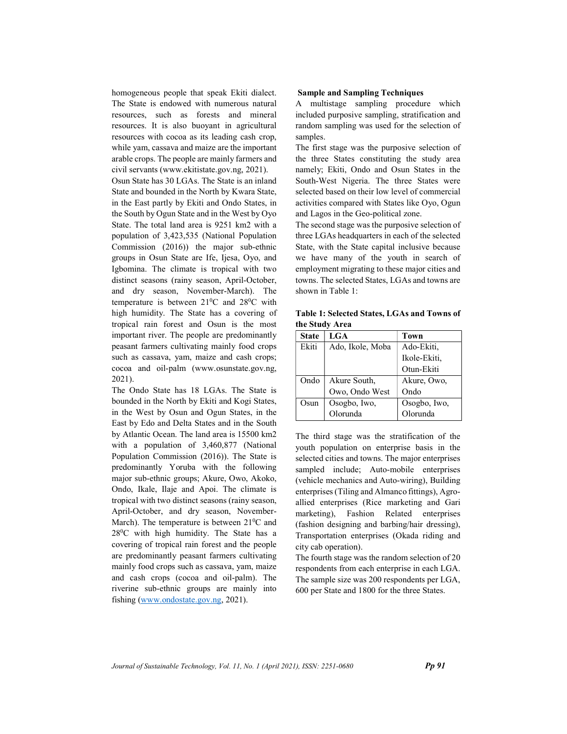homogeneous people that speak Ekiti dialect. The State is endowed with numerous natural resources, such as forests and mineral resources. It is also buoyant in agricultural resources with cocoa as its leading cash crop, while yam, cassava and maize are the important arable crops. The people are mainly farmers and civil servants (www.ekitistate.gov.ng, 2021).

Osun State has 30 LGAs. The State is an inland State and bounded in the North by Kwara State, in the East partly by Ekiti and Ondo States, in the South by Ogun State and in the West by Oyo State. The total land area is 9251 km2 with a population of 3,423,535 (National Population Commission (2016)) the major sub-ethnic groups in Osun State are Ife, Ijesa, Oyo, and Igbomina. The climate is tropical with two distinct seasons (rainy season, April-October, and dry season, November-March). The temperature is between 21$^0$C and 28$^0$C with high humidity. The State has a covering of tropical rain forest and Osun is the most important river. The people are predominantly peasant farmers cultivating mainly food crops such as cassava, yam, maize and cash crops; cocoa and oil-palm (www.osunstate.gov.ng, 2021).

The Ondo State has 18 LGAs. The State is bounded in the North by Ekiti and Kogi States, in the West by Osun and Ogun States, in the East by Edo and Delta States and in the South by Atlantic Ocean. The land area is 15500 km2 with a population of 3,460,877 (National Population Commission (2016)). The State is predominantly Yoruba with the following major sub-ethnic groups; Akure, Owo, Akoko, Ondo, Ikale, Ilaje and Apoi. The climate is tropical with two distinct seasons (rainy season, April-October, and dry season, November-March). The temperature is between 21$^0$C and 28$^0$C with high humidity. The State has a covering of tropical rain forest and the people are predominantly peasant farmers cultivating mainly food crops such as cassava, yam, maize and cash crops (cocoa and oil-palm). The riverine sub-ethnic groups are mainly into fishing (www.ondostate.gov.ng, 2021).

### Sample and Sampling Techniques

A multistage sampling procedure which included purposive sampling, stratification and random sampling was used for the selection of samples.

The first stage was the purposive selection of the three States constituting the study area namely; Ekiti, Ondo and Osun States in the South-West Nigeria. The three States were selected based on their low level of commercial activities compared with States like Oyo, Ogun and Lagos in the Geo-political zone.

The second stage was the purposive selection of three LGAs headquarters in each of the selected State, with the State capital inclusive because we have many of the youth in search of employment migrating to these major cities and towns. The selected States, LGAs and towns are shown in Table 1:

**Table 1: Selected States, LGAs and Towns of the Study Area**

| State | LGA | Town |
|---|---|---|
| Ekiti | Ado, Ikole, Moba | Ado-Ekiti, Ikole-Ekiti, Otun-Ekiti |
| Ondo | Akure South, Owo, Ondo West | Akure, Owo, Ondo |
| Osun | Osogbo, Iwo, Olorunda | Osogbo, Iwo, Olorunda |

The third stage was the stratification of the youth population on enterprise basis in the selected cities and towns. The major enterprises sampled include; Auto-mobile enterprises (vehicle mechanics and Auto-wiring), Building enterprises (Tiling and Almanco fittings), Agro-allied enterprises (Rice marketing and Gari marketing), Fashion Related enterprises (fashion designing and barbing/hair dressing), Transportation enterprises (Okada riding and city cab operation).

The fourth stage was the random selection of 20 respondents from each enterprise in each LGA. The sample size was 200 respondents per LGA, 600 per State and 1800 for the three States.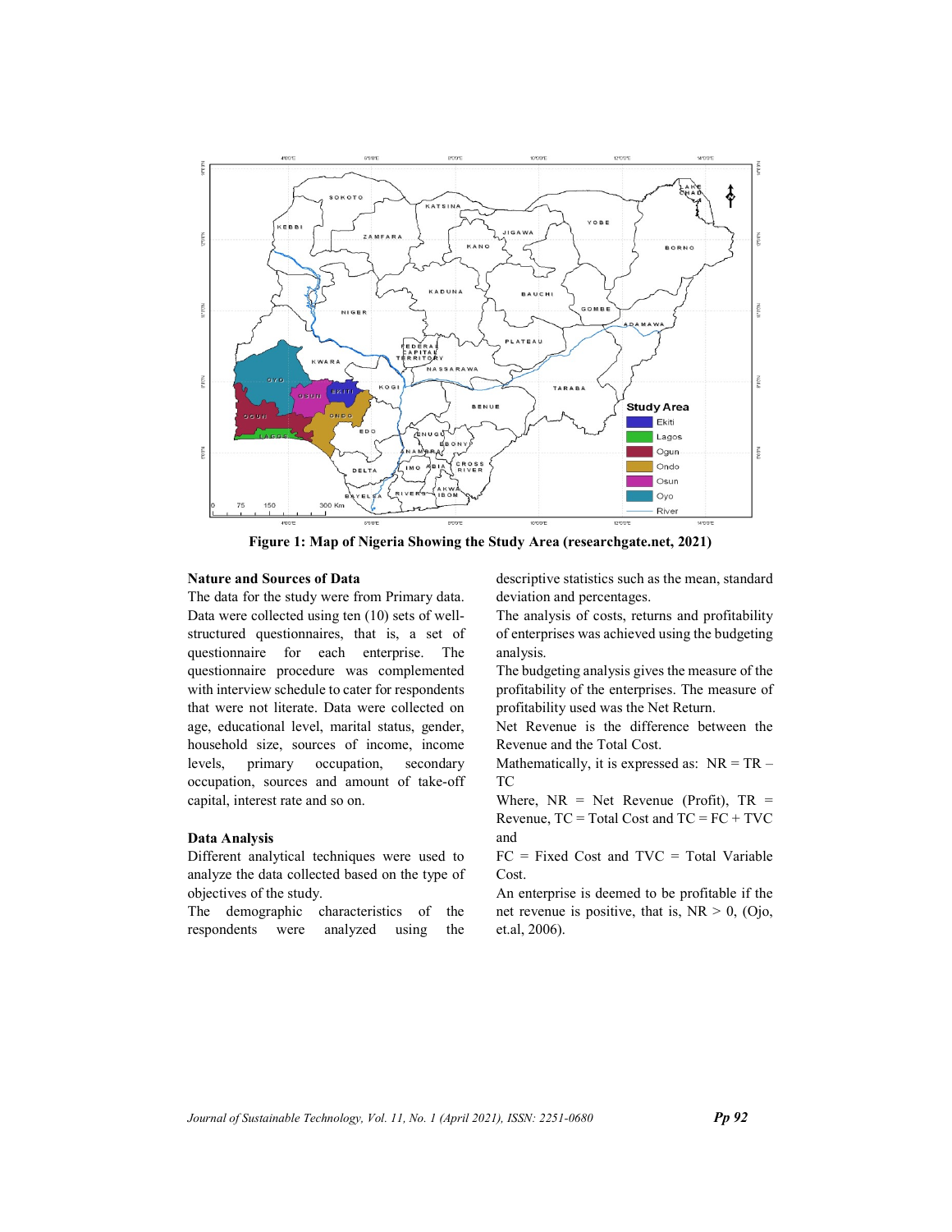Figure 1: Map of Nigeria Showing the Study Area (researchgate.net, 2021)

### Nature and Sources of Data

The data for the study were from Primary data. Data were collected using ten (10) sets of well-structured questionnaires, that is, a set of questionnaire for each enterprise. The questionnaire procedure was complemented with interview schedule to cater for respondents that were not literate. Data were collected on age, educational level, marital status, gender, household size, sources of income, income levels, primary occupation, secondary occupation, sources and amount of take-off capital, interest rate and so on.

### Data Analysis

Different analytical techniques were used to analyze the data collected based on the type of objectives of the study.

The demographic characteristics of the respondents were analyzed using the descriptive statistics such as the mean, standard deviation and percentages.

The analysis of costs, returns and profitability of enterprises was achieved using the budgeting analysis.

The budgeting analysis gives the measure of the profitability of the enterprises. The measure of profitability used was the Net Return.

Net Revenue is the difference between the Revenue and the Total Cost.

Mathematically, it is expressed as: $NR = TR - TC$

Where, NR = Net Revenue (Profit), TR = Revenue, TC = Total Cost and $TC = FC + TVC$ and

FC = Fixed Cost and TVC = Total Variable Cost.

An enterprise is deemed to be profitable if the net revenue is positive, that is, $NR > 0$, (Ojo, et.al, 2006).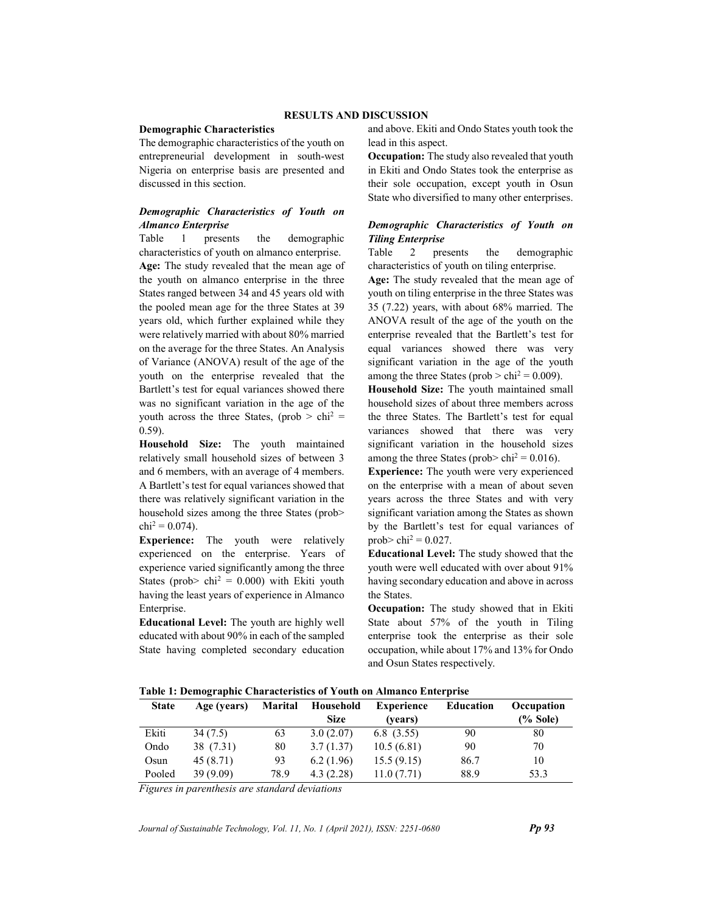# RESULTS AND DISCUSSION

## Demographic Characteristics

The demographic characteristics of the youth on entrepreneurial development in south-west Nigeria on enterprise basis are presented and discussed in this section.

### *Demographic Characteristics of Youth on Almanco Enterprise*

Table 1 presents the demographic characteristics of youth on almanco enterprise.

**Age:** The study revealed that the mean age of the youth on almanco enterprise in the three States ranged between 34 and 45 years old with the pooled mean age for the three States at 39 years old, which further explained while they were relatively married with about 80% married on the average for the three States. An Analysis of Variance (ANOVA) result of the age of the youth on the enterprise revealed that the Bartlett's test for equal variances showed there was no significant variation in the age of the youth across the three States, (prob > $chi^2$ = 0.59).

**Household Size:** The youth maintained relatively small household sizes of between 3 and 6 members, with an average of 4 members. A Bartlett's test for equal variances showed that there was relatively significant variation in the household sizes among the three States (prob> $chi^2$ = 0.074).

**Experience:** The youth were relatively experienced on the enterprise. Years of experience varied significantly among the three States (prob> $chi^2$ = 0.000) with Ekiti youth having the least years of experience in Almanco Enterprise.

**Educational Level:** The youth are highly well educated with about 90% in each of the sampled State having completed secondary education and above. Ekiti and Ondo States youth took the lead in this aspect.

**Occupation:** The study also revealed that youth in Ekiti and Ondo States took the enterprise as their sole occupation, except youth in Osun State who diversified to many other enterprises.

### *Demographic Characteristics of Youth on Tiling Enterprise*

Table 2 presents the demographic characteristics of youth on tiling enterprise.

**Age:** The study revealed that the mean age of youth on tiling enterprise in the three States was 35 (7.22) years, with about 68% married. The ANOVA result of the age of the youth on the enterprise revealed that the Bartlett's test for equal variances showed there was very significant variation in the age of the youth among the three States (prob > $chi^2$ = 0.009).

**Household Size:** The youth maintained small household sizes of about three members across the three States. The Bartlett's test for equal variances showed that there was very significant variation in the household sizes among the three States (prob> $chi^2$ = 0.016).

**Experience:** The youth were very experienced on the enterprise with a mean of about seven years across the three States and with very significant variation among the States as shown by the Bartlett's test for equal variances of prob> $chi^2$ = 0.027.

**Educational Level:** The study showed that the youth were well educated with over about 91% having secondary education and above in across the States.

**Occupation:** The study showed that in Ekiti State about 57% of the youth in Tiling enterprise took the enterprise as their sole occupation, while about 17% and 13% for Ondo and Osun States respectively.

**Table 1: Demographic Characteristics of Youth on Almanco Enterprise**

| State | Age (years) | Marital | Household Size | Experience (years) | Education | Occupation (% Sole) |
|---|---|---|---|---|---|---|
| Ekiti | 34 (7.5) | 63 | 3.0 (2.07) | 6.8 (3.55) | 90 | 80 |
| Ondo | 38 (7.31) | 80 | 3.7 (1.37) | 10.5 (6.81) | 90 | 70 |
| Osun | 45 (8.71) | 93 | 6.2 (1.96) | 15.5 (9.15) | 86.7 | 10 |
| Pooled | 39 (9.09) | 78.9 | 4.3 (2.28) | 11.0 (7.71) | 88.9 | 53.3 |

*Figures in parenthesis are standard deviations*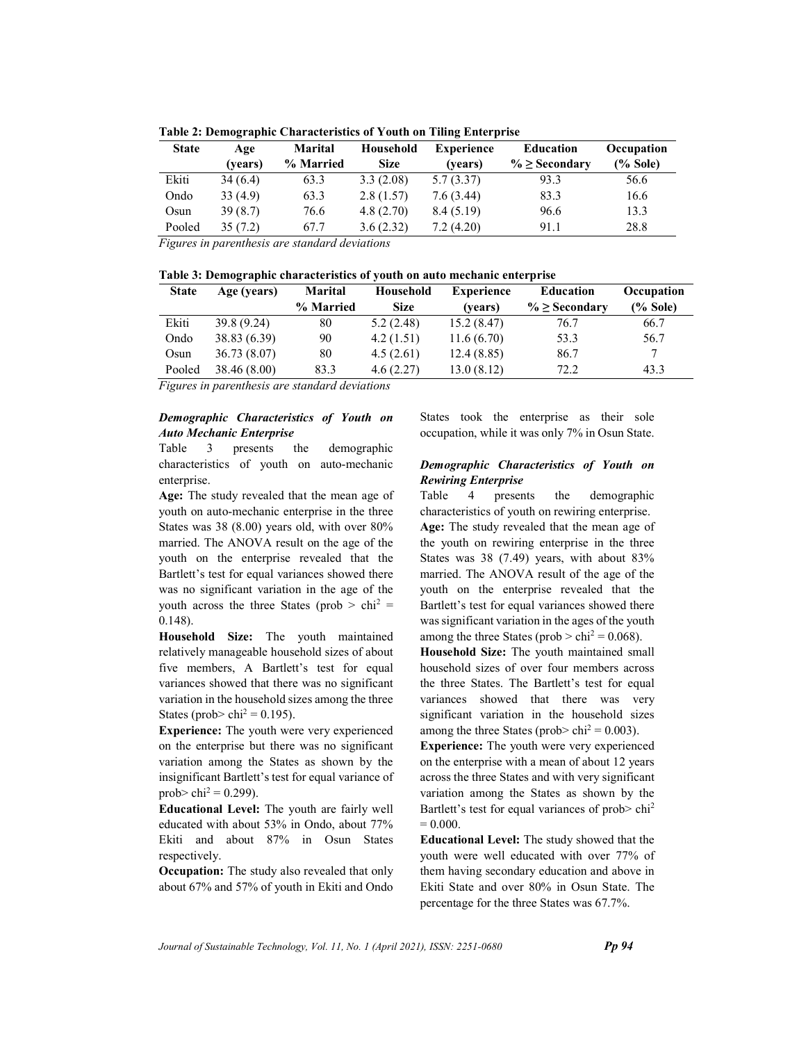**Table 2: Demographic Characteristics of Youth on Tiling Enterprise**

| State | Age (years) | Marital % Married | Household Size | Experience (years) | Education % ≥ Secondary | Occupation (% Sole) |
|---|---|---|---|---|---|---|
| Ekiti | 34 (6.4) | 63.3 | 3.3 (2.08) | 5.7 (3.37) | 93.3 | 56.6 |
| Ondo | 33 (4.9) | 63.3 | 2.8 (1.57) | 7.6 (3.44) | 83.3 | 16.6 |
| Osun | 39 (8.7) | 76.6 | 4.8 (2.70) | 8.4 (5.19) | 96.6 | 13.3 |
| Pooled | 35 (7.2) | 67.7 | 3.6 (2.32) | 7.2 (4.20) | 91.1 | 28.8 |

*Figures in parenthesis are standard deviations*

**Table 3: Demographic characteristics of youth on auto mechanic enterprise**

| State | Age (years) | Marital % Married | Household Size | Experience (years) | Education % ≥ Secondary | Occupation (% Sole) |
|---|---|---|---|---|---|---|
| Ekiti | 39.8 (9.24) | 80 | 5.2 (2.48) | 15.2 (8.47) | 76.7 | 66.7 |
| Ondo | 38.83 (6.39) | 90 | 4.2 (1.51) | 11.6 (6.70) | 53.3 | 56.7 |
| Osun | 36.73 (8.07) | 80 | 4.5 (2.61) | 12.4 (8.85) | 86.7 | 7 |
| Pooled | 38.46 (8.00) | 83.3 | 4.6 (2.27) | 13.0 (8.12) | 72.2 | 43.3 |

*Figures in parenthesis are standard deviations*

### *Demographic Characteristics of Youth on Auto Mechanic Enterprise*

Table 3 presents the demographic characteristics of youth on auto-mechanic enterprise.

**Age:** The study revealed that the mean age of youth on auto-mechanic enterprise in the three States was 38 (8.00) years old, with over 80% married. The ANOVA result on the age of the youth on the enterprise revealed that the Bartlett's test for equal variances showed there was no significant variation in the age of the youth across the three States (prob > $chi^2$ = 0.148).

**Household Size:** The youth maintained relatively manageable household sizes of about five members, A Bartlett's test for equal variances showed that there was no significant variation in the household sizes among the three States (prob> $chi^2$ = 0.195).

**Experience:** The youth were very experienced on the enterprise but there was no significant variation among the States as shown by the insignificant Bartlett's test for equal variance of prob> $chi^2$ = 0.299).

**Educational Level:** The youth are fairly well educated with about 53% in Ondo, about 77% Ekiti and about 87% in Osun States respectively.

**Occupation:** The study also revealed that only about 67% and 57% of youth in Ekiti and Ondo States took the enterprise as their sole occupation, while it was only 7% in Osun State.

### *Demographic Characteristics of Youth on Rewiring Enterprise*

Table 4 presents the demographic characteristics of youth on rewiring enterprise.

**Age:** The study revealed that the mean age of the youth on rewiring enterprise in the three States was 38 (7.49) years, with about 83% married. The ANOVA result of the age of the youth on the enterprise revealed that the Bartlett's test for equal variances showed there was significant variation in the ages of the youth among the three States (prob > $chi^2$ = 0.068).

**Household Size:** The youth maintained small household sizes of over four members across the three States. The Bartlett's test for equal variances showed that there was very significant variation in the household sizes among the three States (prob> $chi^2$ = 0.003).

**Experience:** The youth were very experienced on the enterprise with a mean of about 12 years across the three States and with very significant variation among the States as shown by the Bartlett's test for equal variances of prob> $chi^2$ = 0.000.

**Educational Level:** The study showed that the youth were well educated with over 77% of them having secondary education and above in Ekiti State and over 80% in Osun State. The percentage for the three States was 67.7%.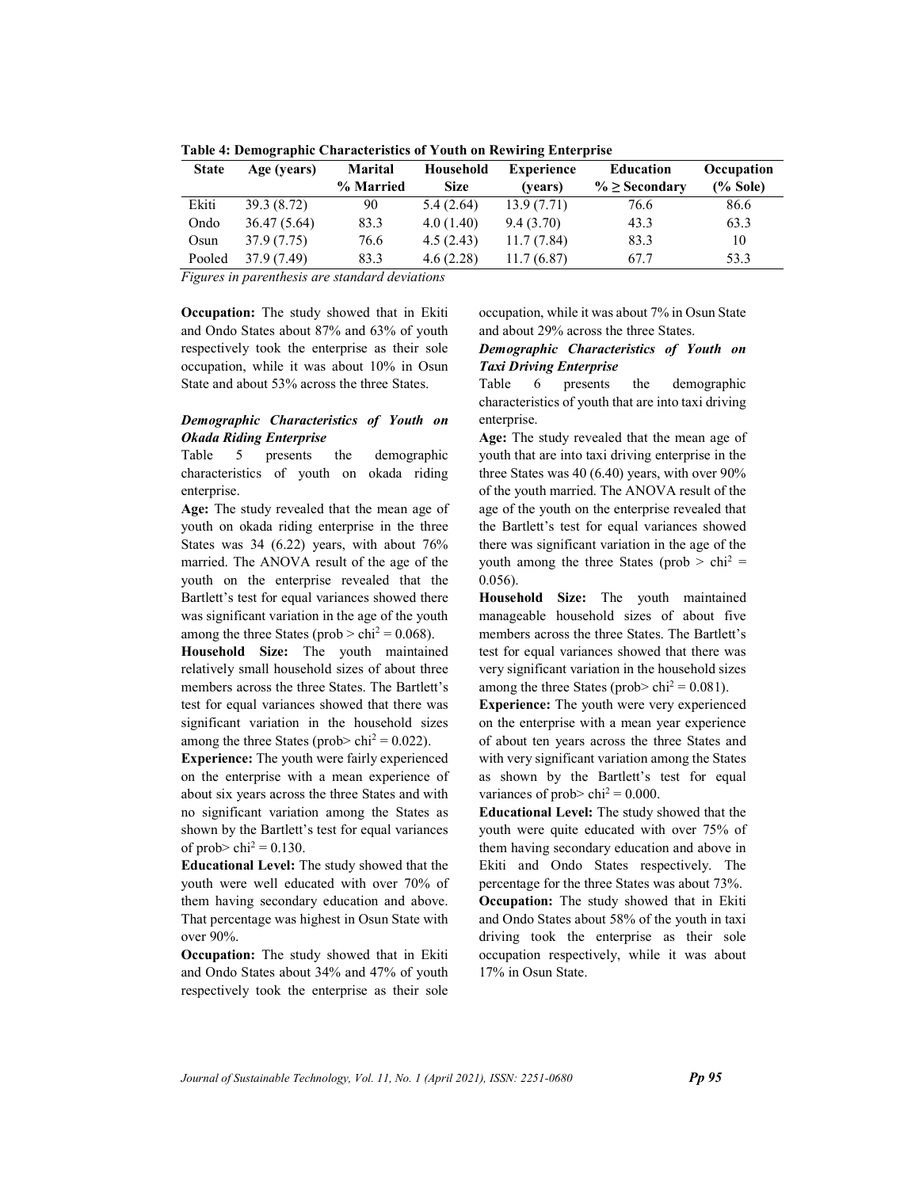**Table 4: Demographic Characteristics of Youth on Rewiring Enterprise**

| State | Age (years) | Marital % Married | Household Size | Experience (years) | Education % ≥ Secondary | Occupation (% Sole) |
|---|---|---|---|---|---|---|
| Ekiti | 39.3 (8.72) | 90 | 5.4 (2.64) | 13.9 (7.71) | 76.6 | 86.6 |
| Ondo | 36.47 (5.64) | 83.3 | 4.0 (1.40) | 9.4 (3.70) | 43.3 | 63.3 |
| Osun | 37.9 (7.75) | 76.6 | 4.5 (2.43) | 11.7 (7.84) | 83.3 | 10 |
| Pooled | 37.9 (7.49) | 83.3 | 4.6 (2.28) | 11.7 (6.87) | 67.7 | 53.3 |

*Figures in parenthesis are standard deviations*

**Occupation:** The study showed that in Ekiti and Ondo States about 87% and 63% of youth respectively took the enterprise as their sole occupation, while it was about 10% in Osun State and about 53% across the three States.

### *Demographic Characteristics of Youth on Okada Riding Enterprise*

Table 5 presents the demographic characteristics of youth on okada riding enterprise.

**Age:** The study revealed that the mean age of youth on okada riding enterprise in the three States was 34 (6.22) years, with about 76% married. The ANOVA result of the age of the youth on the enterprise revealed that the Bartlett's test for equal variances showed there was significant variation in the age of the youth among the three States (prob > $chi^2$ = 0.068).

**Household Size:** The youth maintained relatively small household sizes of about three members across the three States. The Bartlett's test for equal variances showed that there was significant variation in the household sizes among the three States (prob> $chi^2$ = 0.022).

**Experience:** The youth were fairly experienced on the enterprise with a mean experience of about six years across the three States and with no significant variation among the States as shown by the Bartlett's test for equal variances of prob> $chi^2$ = 0.130.

**Educational Level:** The study showed that the youth were well educated with over 70% of them having secondary education and above. That percentage was highest in Osun State with over 90%.

**Occupation:** The study showed that in Ekiti and Ondo States about 34% and 47% of youth respectively took the enterprise as their sole occupation, while it was about 7% in Osun State and about 29% across the three States.

### *Demographic Characteristics of Youth on Taxi Driving Enterprise*

Table 6 presents the demographic characteristics of youth that are into taxi driving enterprise.

**Age:** The study revealed that the mean age of youth that are into taxi driving enterprise in the three States was 40 (6.40) years, with over 90% of the youth married. The ANOVA result of the age of the youth on the enterprise revealed that the Bartlett's test for equal variances showed there was significant variation in the age of the youth among the three States (prob > $chi^2$ = 0.056).

**Household Size:** The youth maintained manageable household sizes of about five members across the three States. The Bartlett's test for equal variances showed that there was very significant variation in the household sizes among the three States (prob> $chi^2$ = 0.081).

**Experience:** The youth were very experienced on the enterprise with a mean year experience of about ten years across the three States and with very significant variation among the States as shown by the Bartlett's test for equal variances of prob> $chi^2$ = 0.000.

**Educational Level:** The study showed that the youth were quite educated with over 75% of them having secondary education and above in Ekiti and Ondo States respectively. The percentage for the three States was about 73%.

**Occupation:** The study showed that in Ekiti and Ondo States about 58% of the youth in taxi driving took the enterprise as their sole occupation respectively, while it was about 17% in Osun State.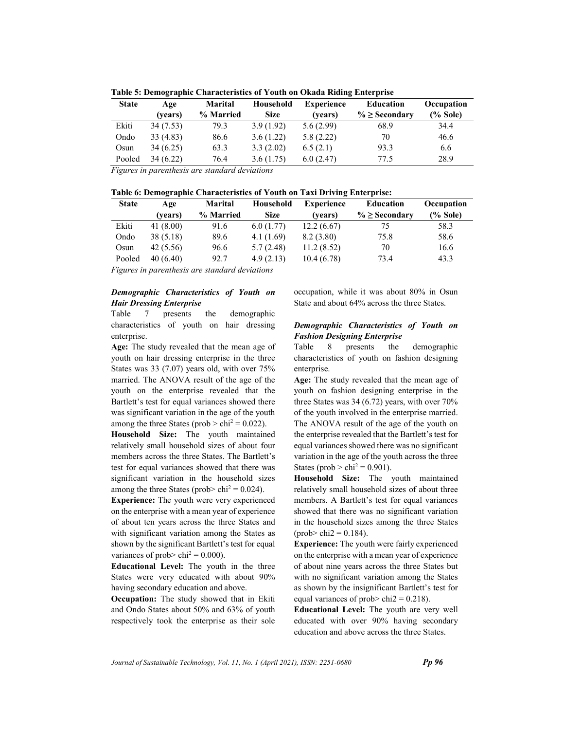**Table 5: Demographic Characteristics of Youth on Okada Riding Enterprise**

| State | Age (years) | Marital % Married | Household Size | Experience (years) | Education % ≥ Secondary | Occupation (% Sole) |
|---|---|---|---|---|---|---|
| Ekiti | 34 (7.53) | 79.3 | 3.9 (1.92) | 5.6 (2.99) | 68.9 | 34.4 |
| Ondo | 33 (4.83) | 86.6 | 3.6 (1.22) | 5.8 (2.22) | 70 | 46.6 |
| Osun | 34 (6.25) | 63.3 | 3.3 (2.02) | 6.5 (2.1) | 93.3 | 6.6 |
| Pooled | 34 (6.22) | 76.4 | 3.6 (1.75) | 6.0 (2.47) | 77.5 | 28.9 |

*Figures in parenthesis are standard deviations*

**Table 6: Demographic Characteristics of Youth on Taxi Driving Enterprise:**

| State | Age (years) | Marital % Married | Household Size | Experience (years) | Education % ≥ Secondary | Occupation (% Sole) |
|---|---|---|---|---|---|---|
| Ekiti | 41 (8.00) | 91.6 | 6.0 (1.77) | 12.2 (6.67) | 75 | 58.3 |
| Ondo | 38 (5.18) | 89.6 | 4.1 (1.69) | 8.2 (3.80) | 75.8 | 58.6 |
| Osun | 42 (5.56) | 96.6 | 5.7 (2.48) | 11.2 (8.52) | 70 | 16.6 |
| Pooled | 40 (6.40) | 92.7 | 4.9 (2.13) | 10.4 (6.78) | 73.4 | 43.3 |

*Figures in parenthesis are standard deviations*

### *Demographic Characteristics of Youth on Hair Dressing Enterprise*

Table 7 presents the demographic characteristics of youth on hair dressing enterprise.

**Age:** The study revealed that the mean age of youth on hair dressing enterprise in the three States was 33 (7.07) years old, with over 75% married. The ANOVA result of the age of the youth on the enterprise revealed that the Bartlett's test for equal variances showed there was significant variation in the age of the youth among the three States (prob > $chi^2$ = 0.022).

**Household Size:** The youth maintained relatively small household sizes of about four members across the three States. The Bartlett's test for equal variances showed that there was significant variation in the household sizes among the three States (prob> $chi^2$ = 0.024).

**Experience:** The youth were very experienced on the enterprise with a mean year of experience of about ten years across the three States and with significant variation among the States as shown by the significant Bartlett's test for equal variances of prob> $chi^2$ = 0.000).

**Educational Level:** The youth in the three States were very educated with about 90% having secondary education and above.

**Occupation:** The study showed that in Ekiti and Ondo States about 50% and 63% of youth respectively took the enterprise as their sole occupation, while it was about 80% in Osun State and about 64% across the three States.

### *Demographic Characteristics of Youth on Fashion Designing Enterprise*

Table 8 presents the demographic characteristics of youth on fashion designing enterprise.

**Age:** The study revealed that the mean age of youth on fashion designing enterprise in the three States was 34 (6.72) years, with over 70% of the youth involved in the enterprise married. The ANOVA result of the age of the youth on the enterprise revealed that the Bartlett's test for equal variances showed there was no significant variation in the age of the youth across the three States (prob > $chi^2$ = 0.901).

**Household Size:** The youth maintained relatively small household sizes of about three members. A Bartlett's test for equal variances showed that there was no significant variation in the household sizes among the three States (prob> chi2 = 0.184).

**Experience:** The youth were fairly experienced on the enterprise with a mean year of experience of about nine years across the three States but with no significant variation among the States as shown by the insignificant Bartlett's test for equal variances of prob> chi2 = 0.218).

**Educational Level:** The youth are very well educated with over 90% having secondary education and above across the three States.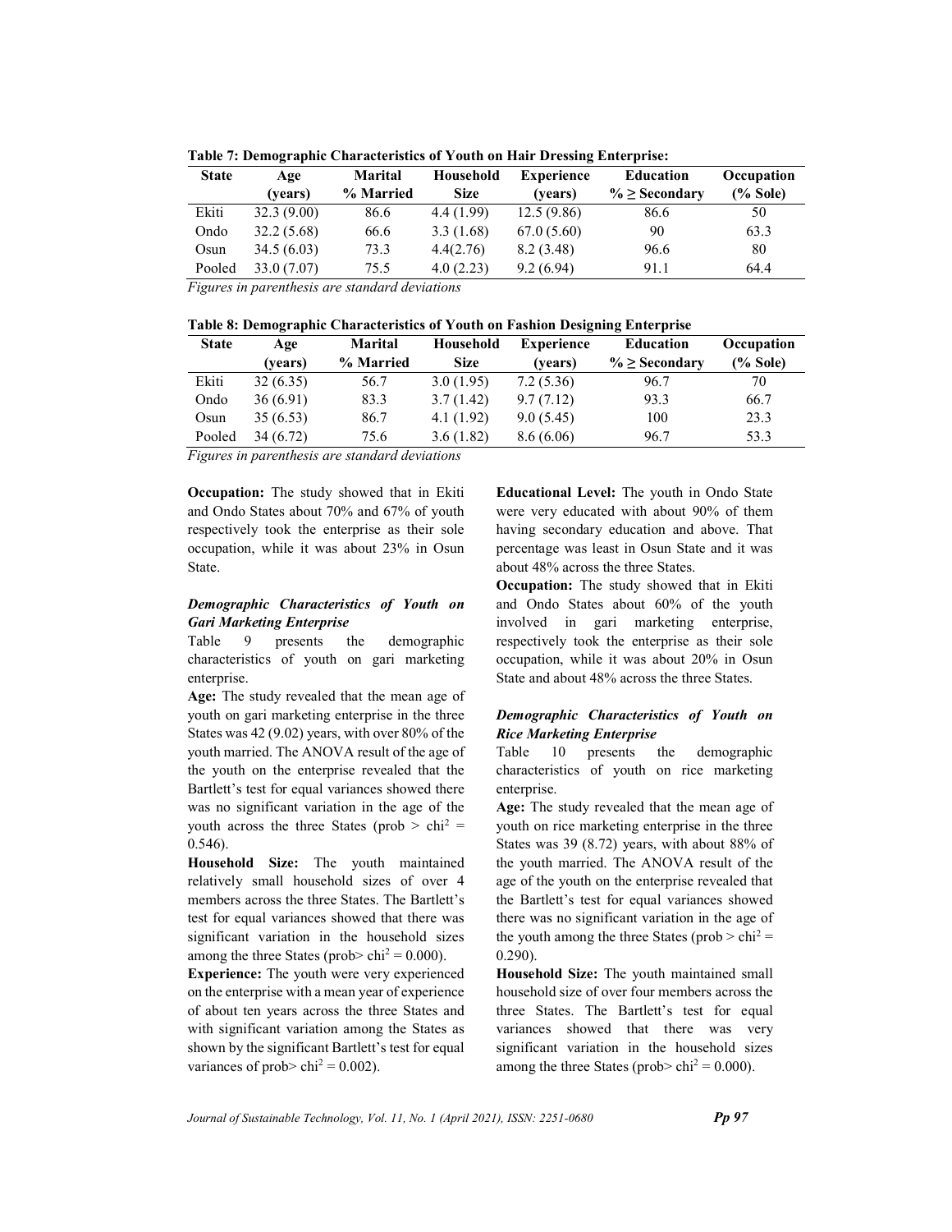**Table 7: Demographic Characteristics of Youth on Hair Dressing Enterprise:**

| State | Age (years) | Marital % Married | Household Size | Experience (years) | Education % ≥ Secondary | Occupation (% Sole) |
|---|---|---|---|---|---|---|
| Ekiti | 32.3 (9.00) | 86.6 | 4.4 (1.99) | 12.5 (9.86) | 86.6 | 50 |
| Ondo | 32.2 (5.68) | 66.6 | 3.3 (1.68) | 67.0 (5.60) | 90 | 63.3 |
| Osun | 34.5 (6.03) | 73.3 | 4.4(2.76) | 8.2 (3.48) | 96.6 | 80 |
| Pooled | 33.0 (7.07) | 75.5 | 4.0 (2.23) | 9.2 (6.94) | 91.1 | 64.4 |

*Figures in parenthesis are standard deviations*

**Table 8: Demographic Characteristics of Youth on Fashion Designing Enterprise**

| State | Age (years) | Marital % Married | Household Size | Experience (years) | Education % ≥ Secondary | Occupation (% Sole) |
|---|---|---|---|---|---|---|
| Ekiti | 32 (6.35) | 56.7 | 3.0 (1.95) | 7.2 (5.36) | 96.7 | 70 |
| Ondo | 36 (6.91) | 83.3 | 3.7 (1.42) | 9.7 (7.12) | 93.3 | 66.7 |
| Osun | 35 (6.53) | 86.7 | 4.1 (1.92) | 9.0 (5.45) | 100 | 23.3 |
| Pooled | 34 (6.72) | 75.6 | 3.6 (1.82) | 8.6 (6.06) | 96.7 | 53.3 |

*Figures in parenthesis are standard deviations*

**Occupation:** The study showed that in Ekiti and Ondo States about 70% and 67% of youth respectively took the enterprise as their sole occupation, while it was about 23% in Osun State.

### *Demographic Characteristics of Youth on Gari Marketing Enterprise*

Table 9 presents the demographic characteristics of youth on gari marketing enterprise.

**Age:** The study revealed that the mean age of youth on gari marketing enterprise in the three States was 42 (9.02) years, with over 80% of the youth married. The ANOVA result of the age of the youth on the enterprise revealed that the Bartlett's test for equal variances showed there was no significant variation in the age of the youth across the three States (prob > $chi^2$ = 0.546).

**Household Size:** The youth maintained relatively small household sizes of over 4 members across the three States. The Bartlett's test for equal variances showed that there was significant variation in the household sizes among the three States (prob> $chi^2$ = 0.000).

**Experience:** The youth were very experienced on the enterprise with a mean year of experience of about ten years across the three States and with significant variation among the States as shown by the significant Bartlett's test for equal variances of prob> $chi^2$ = 0.002).

**Educational Level:** The youth in Ondo State were very educated with about 90% of them having secondary education and above. That percentage was least in Osun State and it was about 48% across the three States.

**Occupation:** The study showed that in Ekiti and Ondo States about 60% of the youth involved in gari marketing enterprise, respectively took the enterprise as their sole occupation, while it was about 20% in Osun State and about 48% across the three States.

### *Demographic Characteristics of Youth on Rice Marketing Enterprise*

Table 10 presents the demographic characteristics of youth on rice marketing enterprise.

**Age:** The study revealed that the mean age of youth on rice marketing enterprise in the three States was 39 (8.72) years, with about 88% of the youth married. The ANOVA result of the age of the youth on the enterprise revealed that the Bartlett's test for equal variances showed there was no significant variation in the age of the youth among the three States (prob > $chi^2$ = 0.290).

**Household Size:** The youth maintained small household size of over four members across the three States. The Bartlett's test for equal variances showed that there was very significant variation in the household sizes among the three States (prob> $chi^2$ = 0.000).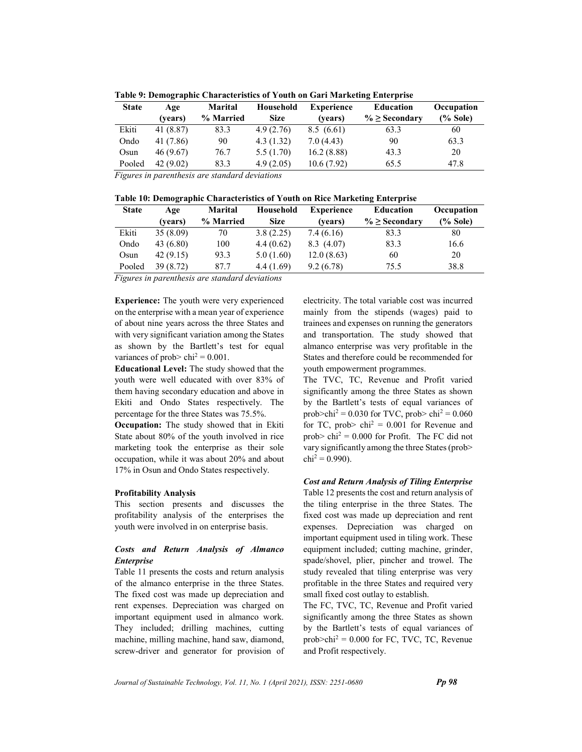**Table 9: Demographic Characteristics of Youth on Gari Marketing Enterprise**

| State | Age (years) | Marital % Married | Household Size | Experience (years) | Education % ≥ Secondary | Occupation (% Sole) |
|---|---|---|---|---|---|---|
| Ekiti | 41 (8.87) | 83.3 | 4.9 (2.76) | 8.5 (6.61) | 63.3 | 60 |
| Ondo | 41 (7.86) | 90 | 4.3 (1.32) | 7.0 (4.43) | 90 | 63.3 |
| Osun | 46 (9.67) | 76.7 | 5.5 (1.70) | 16.2 (8.88) | 43.3 | 20 |
| Pooled | 42 (9.02) | 83.3 | 4.9 (2.05) | 10.6 (7.92) | 65.5 | 47.8 |

*Figures in parenthesis are standard deviations*

**Table 10: Demographic Characteristics of Youth on Rice Marketing Enterprise**

| State | Age (years) | Marital % Married | Household Size | Experience (years) | Education % ≥ Secondary | Occupation (% Sole) |
|---|---|---|---|---|---|---|
| Ekiti | 35 (8.09) | 70 | 3.8 (2.25) | 7.4 (6.16) | 83.3 | 80 |
| Ondo | 43 (6.80) | 100 | 4.4 (0.62) | 8.3 (4.07) | 83.3 | 16.6 |
| Osun | 42 (9.15) | 93.3 | 5.0 (1.60) | 12.0 (8.63) | 60 | 20 |
| Pooled | 39 (8.72) | 87.7 | 4.4 (1.69) | 9.2 (6.78) | 75.5 | 38.8 |

*Figures in parenthesis are standard deviations*

**Experience:** The youth were very experienced on the enterprise with a mean year of experience of about nine years across the three States and with very significant variation among the States as shown by the Bartlett's test for equal variances of prob> $chi^2$ = 0.001.

**Educational Level:** The study showed that the youth were well educated with over 83% of them having secondary education and above in Ekiti and Ondo States respectively. The percentage for the three States was 75.5%.

**Occupation:** The study showed that in Ekiti State about 80% of the youth involved in rice marketing took the enterprise as their sole occupation, while it was about 20% and about 17% in Osun and Ondo States respectively.

### Profitability Analysis

This section presents and discusses the profitability analysis of the enterprises the youth were involved in on enterprise basis.

#### *Costs and Return Analysis of Almanco Enterprise*

Table 11 presents the costs and return analysis of the almanco enterprise in the three States. The fixed cost was made up depreciation and rent expenses. Depreciation was charged on important equipment used in almanco work. They included; drilling machines, cutting machine, milling machine, hand saw, diamond, screw-driver and generator for provision of electricity. The total variable cost was incurred mainly from the stipends (wages) paid to trainees and expenses on running the generators and transportation. The study showed that almanco enterprise was very profitable in the States and therefore could be recommended for youth empowerment programmes.

The TVC, TC, Revenue and Profit varied significantly among the three States as shown by the Bartlett's tests of equal variances of prob>$chi^2$ = 0.030 for TVC, prob> $chi^2$ = 0.060 for TC, prob> $chi^2$ = 0.001 for Revenue and prob> $chi^2$ = 0.000 for Profit. The FC did not vary significantly among the three States (prob> $chi^2$ = 0.990).

#### *Cost and Return Analysis of Tiling Enterprise*

Table 12 presents the cost and return analysis of the tiling enterprise in the three States. The fixed cost was made up depreciation and rent expenses. Depreciation was charged on important equipment used in tiling work. These equipment included; cutting machine, grinder, spade/shovel, plier, pincher and trowel. The study revealed that tiling enterprise was very profitable in the three States and required very small fixed cost outlay to establish.

The FC, TVC, TC, Revenue and Profit varied significantly among the three States as shown by the Bartlett's tests of equal variances of prob>$chi^2$ = 0.000 for FC, TVC, TC, Revenue and Profit respectively.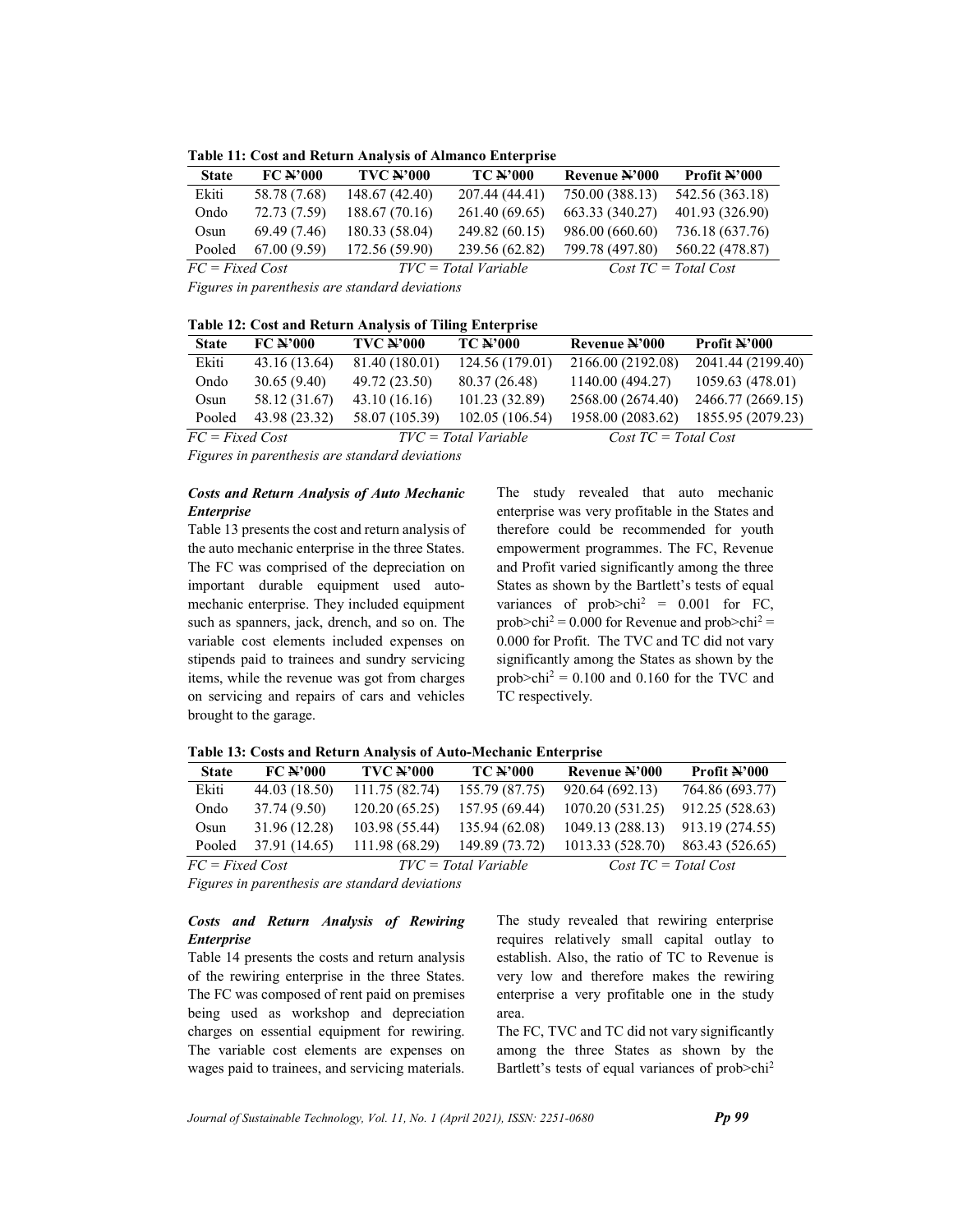**Table 11: Cost and Return Analysis of Almanco Enterprise**

| State | FC ₦'000 | TVC ₦'000 | TC ₦'000 | Revenue ₦'000 | Profit ₦'000 |
|---|---|---|---|---|---|
| Ekiti | 58.78 (7.68) | 148.67 (42.40) | 207.44 (44.41) | 750.00 (388.13) | 542.56 (363.18) |
| Ondo | 72.73 (7.59) | 188.67 (70.16) | 261.40 (69.65) | 663.33 (340.27) | 401.93 (326.90) |
| Osun | 69.49 (7.46) | 180.33 (58.04) | 249.82 (60.15) | 986.00 (660.60) | 736.18 (637.76) |
| Pooled | 67.00 (9.59) | 172.56 (59.90) | 239.56 (62.82) | 799.78 (497.80) | 560.22 (478.87) |

*FC = Fixed Cost TVC = Total Variable Cost TC = Total Cost*

*Figures in parenthesis are standard deviations*

**Table 12: Cost and Return Analysis of Tiling Enterprise**

| State | FC ₦'000 | TVC ₦'000 | TC ₦'000 | Revenue ₦'000 | Profit ₦'000 |
|---|---|---|---|---|---|
| Ekiti | 43.16 (13.64) | 81.40 (180.01) | 124.56 (179.01) | 2166.00 (2192.08) | 2041.44 (2199.40) |
| Ondo | 30.65 (9.40) | 49.72 (23.50) | 80.37 (26.48) | 1140.00 (494.27) | 1059.63 (478.01) |
| Osun | 58.12 (31.67) | 43.10 (16.16) | 101.23 (32.89) | 2568.00 (2674.40) | 2466.77 (2669.15) |
| Pooled | 43.98 (23.32) | 58.07 (105.39) | 102.05 (106.54) | 1958.00 (2083.62) | 1855.95 (2079.23) |

*FC = Fixed Cost TVC = Total Variable Cost TC = Total Cost*

*Figures in parenthesis are standard deviations*

***Costs and Return Analysis of Auto Mechanic Enterprise***

Table 13 presents the cost and return analysis of the auto mechanic enterprise in the three States. The FC was comprised of the depreciation on important durable equipment used auto-mechanic enterprise. They included equipment such as spanners, jack, drench, and so on. The variable cost elements included expenses on stipends paid to trainees and sundry servicing items, while the revenue was got from charges on servicing and repairs of cars and vehicles brought to the garage.

The study revealed that auto mechanic enterprise was very profitable in the States and therefore could be recommended for youth empowerment programmes. The FC, Revenue and Profit varied significantly among the three States as shown by the Bartlett's tests of equal variances of prob>chi$^2$ = 0.001 for FC, prob>chi$^2$ = 0.000 for Revenue and prob>chi$^2$ = 0.000 for Profit. The TVC and TC did not vary significantly among the States as shown by the prob>chi$^2$ = 0.100 and 0.160 for the TVC and TC respectively.

**Table 13: Costs and Return Analysis of Auto-Mechanic Enterprise**

| State | FC ₦'000 | TVC ₦'000 | TC ₦'000 | Revenue ₦'000 | Profit ₦'000 |
|---|---|---|---|---|---|
| Ekiti | 44.03 (18.50) | 111.75 (82.74) | 155.79 (87.75) | 920.64 (692.13) | 764.86 (693.77) |
| Ondo | 37.74 (9.50) | 120.20 (65.25) | 157.95 (69.44) | 1070.20 (531.25) | 912.25 (528.63) |
| Osun | 31.96 (12.28) | 103.98 (55.44) | 135.94 (62.08) | 1049.13 (288.13) | 913.19 (274.55) |
| Pooled | 37.91 (14.65) | 111.98 (68.29) | 149.89 (73.72) | 1013.33 (528.70) | 863.43 (526.65) |

*FC = Fixed Cost TVC = Total Variable Cost TC = Total Cost*

*Figures in parenthesis are standard deviations*

***Costs and Return Analysis of Rewiring Enterprise***

Table 14 presents the costs and return analysis of the rewiring enterprise in the three States. The FC was composed of rent paid on premises being used as workshop and depreciation charges on essential equipment for rewiring. The variable cost elements are expenses on wages paid to trainees, and servicing materials.

The study revealed that rewiring enterprise requires relatively small capital outlay to establish. Also, the ratio of TC to Revenue is very low and therefore makes the rewiring enterprise a very profitable one in the study area.

The FC, TVC and TC did not vary significantly among the three States as shown by the Bartlett's tests of equal variances of prob>chi$^2$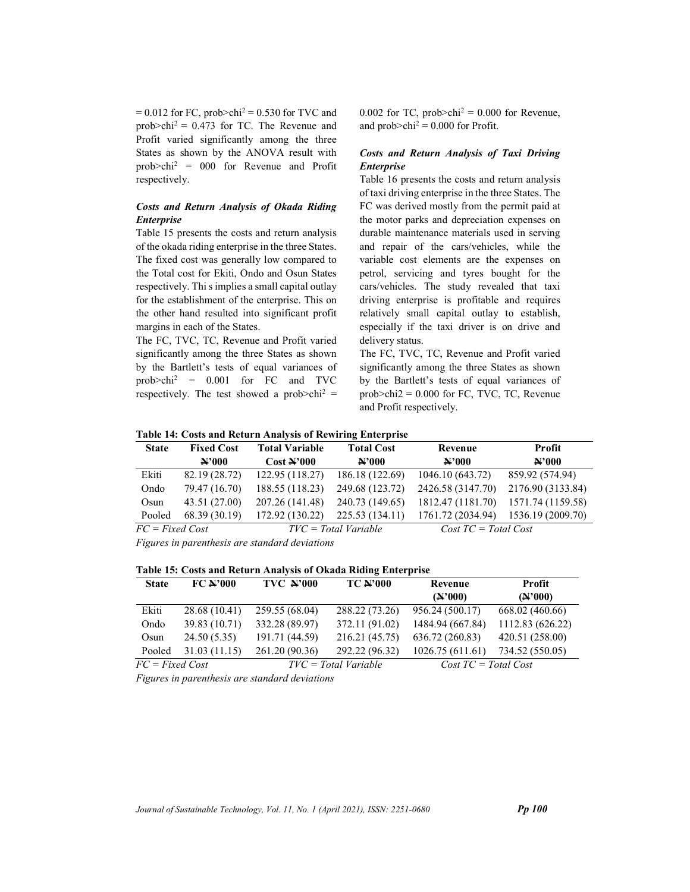= 0.012 for FC, prob>chi$^2$ = 0.530 for TVC and prob>chi$^2$ = 0.473 for TC. The Revenue and Profit varied significantly among the three States as shown by the ANOVA result with prob>chi$^2$ = 000 for Revenue and Profit respectively.

### *Costs and Return Analysis of Okada Riding Enterprise*

Table 15 presents the costs and return analysis of the okada riding enterprise in the three States. The fixed cost was generally low compared to the Total cost for Ekiti, Ondo and Osun States respectively. Thi s implies a small capital outlay for the establishment of the enterprise. This on the other hand resulted into significant profit margins in each of the States.

The FC, TVC, TC, Revenue and Profit varied significantly among the three States as shown by the Bartlett's tests of equal variances of prob>chi$^2$ = 0.001 for FC and TVC respectively. The test showed a prob>chi$^2$ = 0.002 for TC, prob>chi$^2$ = 0.000 for Revenue, and prob>chi$^2$ = 0.000 for Profit.

### *Costs and Return Analysis of Taxi Driving Enterprise*

Table 16 presents the costs and return analysis of taxi driving enterprise in the three States. The FC was derived mostly from the permit paid at the motor parks and depreciation expenses on durable maintenance materials used in serving and repair of the cars/vehicles, while the variable cost elements are the expenses on petrol, servicing and tyres bought for the cars/vehicles. The study revealed that taxi driving enterprise is profitable and requires relatively small capital outlay to establish, especially if the taxi driver is on drive and delivery status.

The FC, TVC, TC, Revenue and Profit varied significantly among the three States as shown by the Bartlett's tests of equal variances of prob>chi2 = 0.000 for FC, TVC, TC, Revenue and Profit respectively.

**Table 14: Costs and Return Analysis of Rewiring Enterprise**

| State | Fixed Cost ₦'000 | Total Variable Cost ₦'000 | Total Cost ₦'000 | Revenue ₦'000 | Profit ₦'000 |
|---|---|---|---|---|---|
| Ekiti | 82.19 (28.72) | 122.95 (118.27) | 186.18 (122.69) | 1046.10 (643.72) | 859.92 (574.94) |
| Ondo | 79.47 (16.70) | 188.55 (118.23) | 249.68 (123.72) | 2426.58 (3147.70) | 2176.90 (3133.84) |
| Osun | 43.51 (27.00) | 207.26 (141.48) | 240.73 (149.65) | 1812.47 (1181.70) | 1571.74 (1159.58) |
| Pooled | 68.39 (30.19) | 172.92 (130.22) | 225.53 (134.11) | 1761.72 (2034.94) | 1536.19 (2009.70) |

*FC = Fixed Cost TVC = Total Variable Cost TC = Total Cost*

*Figures in parenthesis are standard deviations*

**Table 15: Costs and Return Analysis of Okada Riding Enterprise**

| State | FC ₦'000 | TVC ₦'000 | TC ₦'000 | Revenue (₦'000) | Profit (₦'000) |
|---|---|---|---|---|---|
| Ekiti | 28.68 (10.41) | 259.55 (68.04) | 288.22 (73.26) | 956.24 (500.17) | 668.02 (460.66) |
| Ondo | 39.83 (10.71) | 332.28 (89.97) | 372.11 (91.02) | 1484.94 (667.84) | 1112.83 (626.22) |
| Osun | 24.50 (5.35) | 191.71 (44.59) | 216.21 (45.75) | 636.72 (260.83) | 420.51 (258.00) |
| Pooled | 31.03 (11.15) | 261.20 (90.36) | 292.22 (96.32) | 1026.75 (611.61) | 734.52 (550.05) |

*FC = Fixed Cost TVC = Total Variable Cost TC = Total Cost*

*Figures in parenthesis are standard deviations*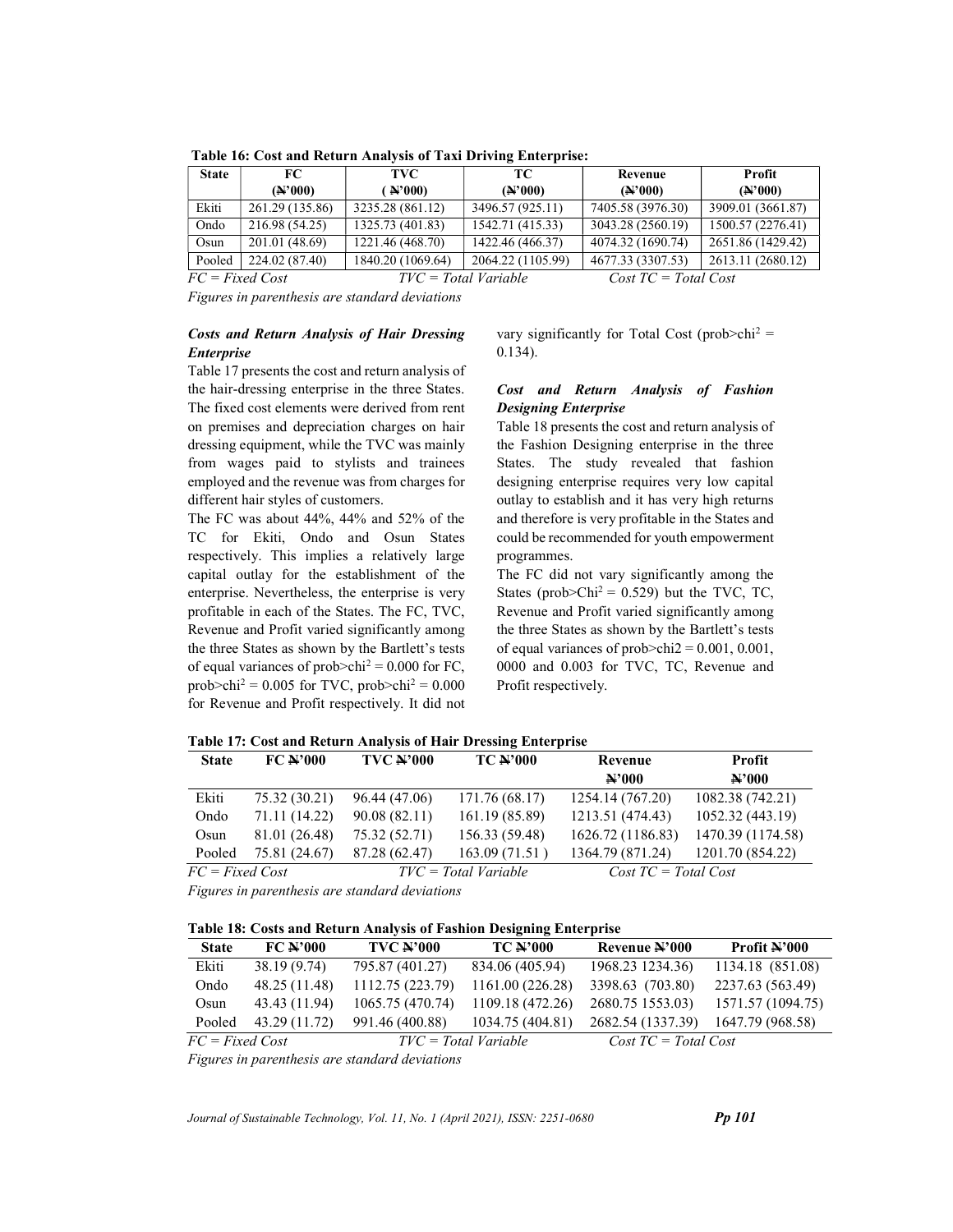**Table 16: Cost and Return Analysis of Taxi Driving Enterprise:**

| State | FC (₦'000) | TVC (₦'000) | TC (₦'000) | Revenue (₦'000) | Profit (₦'000) |
|---|---|---|---|---|---|
| Ekiti | 261.29 (135.86) | 3235.28 (861.12) | 3496.57 (925.11) | 7405.58 (3976.30) | 3909.01 (3661.87) |
| Ondo | 216.98 (54.25) | 1325.73 (401.83) | 1542.71 (415.33) | 3043.28 (2560.19) | 1500.57 (2276.41) |
| Osun | 201.01 (48.69) | 1221.46 (468.70) | 1422.46 (466.37) | 4074.32 (1690.74) | 2651.86 (1429.42) |
| Pooled | 224.02 (87.40) | 1840.20 (1069.64) | 2064.22 (1105.99) | 4677.33 (3307.53) | 2613.11 (2680.12) |

*FC = Fixed Cost TVC = Total Variable Cost TC = Total Cost*

*Figures in parenthesis are standard deviations*

### *Costs and Return Analysis of Hair Dressing Enterprise*

Table 17 presents the cost and return analysis of the hair-dressing enterprise in the three States. The fixed cost elements were derived from rent on premises and depreciation charges on hair dressing equipment, while the TVC was mainly from wages paid to stylists and trainees employed and the revenue was from charges for different hair styles of customers.

The FC was about 44%, 44% and 52% of the TC for Ekiti, Ondo and Osun States respectively. This implies a relatively large capital outlay for the establishment of the enterprise. Nevertheless, the enterprise is very profitable in each of the States. The FC, TVC, Revenue and Profit varied significantly among the three States as shown by the Bartlett's tests of equal variances of prob>chi$^2$ = 0.000 for FC, prob>chi$^2$ = 0.005 for TVC, prob>chi$^2$ = 0.000 for Revenue and Profit respectively. It did not vary significantly for Total Cost (prob>chi$^2$ = 0.134).

### *Cost and Return Analysis of Fashion Designing Enterprise*

Table 18 presents the cost and return analysis of the Fashion Designing enterprise in the three States. The study revealed that fashion designing enterprise requires very low capital outlay to establish and it has very high returns and therefore is very profitable in the States and could be recommended for youth empowerment programmes.

The FC did not vary significantly among the States (prob>Chi$^2$ = 0.529) but the TVC, TC, Revenue and Profit varied significantly among the three States as shown by the Bartlett's tests of equal variances of prob>chi2 = 0.001, 0.001, 0000 and 0.003 for TVC, TC, Revenue and Profit respectively.

**Table 17: Cost and Return Analysis of Hair Dressing Enterprise**

| State | FC ₦'000 | TVC ₦'000 | TC ₦'000 | Revenue ₦'000 | Profit ₦'000 |
|---|---|---|---|---|---|
| Ekiti | 75.32 (30.21) | 96.44 (47.06) | 171.76 (68.17) | 1254.14 (767.20) | 1082.38 (742.21) |
| Ondo | 71.11 (14.22) | 90.08 (82.11) | 161.19 (85.89) | 1213.51 (474.43) | 1052.32 (443.19) |
| Osun | 81.01 (26.48) | 75.32 (52.71) | 156.33 (59.48) | 1626.72 (1186.83) | 1470.39 (1174.58) |
| Pooled | 75.81 (24.67) | 87.28 (62.47) | 163.09 (71.51 ) | 1364.79 (871.24) | 1201.70 (854.22) |

*FC = Fixed Cost TVC = Total Variable Cost TC = Total Cost*

*Figures in parenthesis are standard deviations*

**Table 18: Costs and Return Analysis of Fashion Designing Enterprise**

| State | FC ₦'000 | TVC ₦'000 | TC ₦'000 | Revenue ₦'000 | Profit ₦'000 |
|---|---|---|---|---|---|
| Ekiti | 38.19 (9.74) | 795.87 (401.27) | 834.06 (405.94) | 1968.23 1234.36) | 1134.18 (851.08) |
| Ondo | 48.25 (11.48) | 1112.75 (223.79) | 1161.00 (226.28) | 3398.63 (703.80) | 2237.63 (563.49) |
| Osun | 43.43 (11.94) | 1065.75 (470.74) | 1109.18 (472.26) | 2680.75 1553.03) | 1571.57 (1094.75) |
| Pooled | 43.29 (11.72) | 991.46 (400.88) | 1034.75 (404.81) | 2682.54 (1337.39) | 1647.79 (968.58) |

*FC = Fixed Cost TVC = Total Variable Cost TC = Total Cost*

*Figures in parenthesis are standard deviations*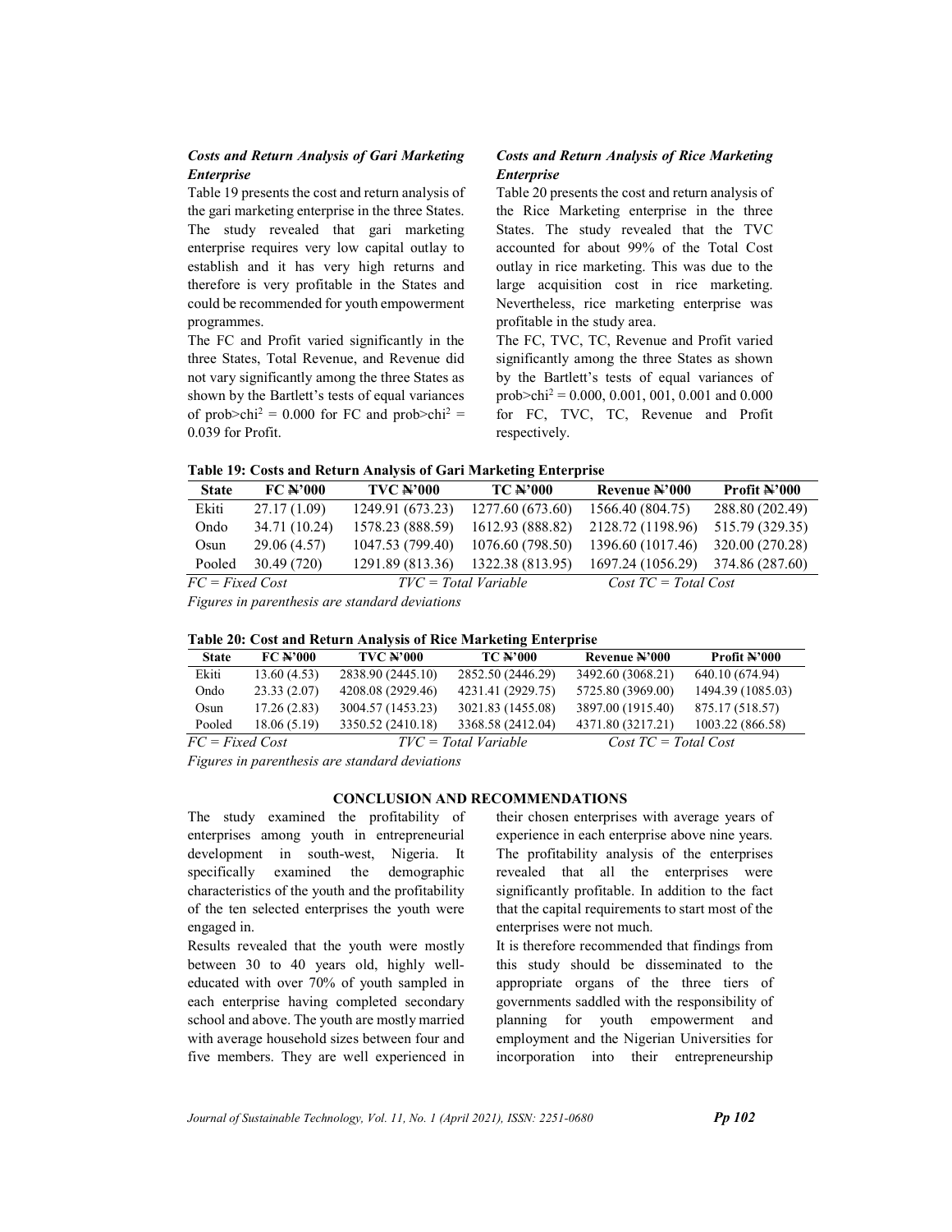### *Costs and Return Analysis of Gari Marketing Enterprise*

Table 19 presents the cost and return analysis of the gari marketing enterprise in the three States. The study revealed that gari marketing enterprise requires very low capital outlay to establish and it has very high returns and therefore is very profitable in the States and could be recommended for youth empowerment programmes.

The FC and Profit varied significantly in the three States, Total Revenue, and Revenue did not vary significantly among the three States as shown by the Bartlett's tests of equal variances of prob>chi$^2$ = 0.000 for FC and prob>chi$^2$ = 0.039 for Profit.

### *Costs and Return Analysis of Rice Marketing Enterprise*

Table 20 presents the cost and return analysis of the Rice Marketing enterprise in the three States. The study revealed that the TVC accounted for about 99% of the Total Cost outlay in rice marketing. This was due to the large acquisition cost in rice marketing. Nevertheless, rice marketing enterprise was profitable in the study area.

The FC, TVC, TC, Revenue and Profit varied significantly among the three States as shown by the Bartlett's tests of equal variances of prob>chi$^2$ = 0.000, 0.001, 001, 0.001 and 0.000 for FC, TVC, TC, Revenue and Profit respectively.

**Table 19: Costs and Return Analysis of Gari Marketing Enterprise**

| State | FC ₦'000 | TVC ₦'000 | TC ₦'000 | Revenue ₦'000 | Profit ₦'000 |
|---|---|---|---|---|---|
| Ekiti | 27.17 (1.09) | 1249.91 (673.23) | 1277.60 (673.60) | 1566.40 (804.75) | 288.80 (202.49) |
| Ondo | 34.71 (10.24) | 1578.23 (888.59) | 1612.93 (888.82) | 2128.72 (1198.96) | 515.79 (329.35) |
| Osun | 29.06 (4.57) | 1047.53 (799.40) | 1076.60 (798.50) | 1396.60 (1017.46) | 320.00 (270.28) |
| Pooled | 30.49 (720) | 1291.89 (813.36) | 1322.38 (813.95) | 1697.24 (1056.29) | 374.86 (287.60) |

*FC = Fixed Cost TVC = Total Variable Cost TC = Total Cost*

*Figures in parenthesis are standard deviations*

**Table 20: Cost and Return Analysis of Rice Marketing Enterprise**

| State | FC ₦'000 | TVC ₦'000 | TC ₦'000 | Revenue ₦'000 | Profit ₦'000 |
|---|---|---|---|---|---|
| Ekiti | 13.60 (4.53) | 2838.90 (2445.10) | 2852.50 (2446.29) | 3492.60 (3068.21) | 640.10 (674.94) |
| Ondo | 23.33 (2.07) | 4208.08 (2929.46) | 4231.41 (2929.75) | 5725.80 (3969.00) | 1494.39 (1085.03) |
| Osun | 17.26 (2.83) | 3004.57 (1453.23) | 3021.83 (1455.08) | 3897.00 (1915.40) | 875.17 (518.57) |
| Pooled | 18.06 (5.19) | 3350.52 (2410.18) | 3368.58 (2412.04) | 4371.80 (3217.21) | 1003.22 (866.58) |

*FC = Fixed Cost TVC = Total Variable Cost TC = Total Cost*

*Figures in parenthesis are standard deviations*

## CONCLUSION AND RECOMMENDATIONS

The study examined the profitability of enterprises among youth in entrepreneurial development in south-west, Nigeria. It specifically examined the demographic characteristics of the youth and the profitability of the ten selected enterprises the youth were engaged in.

Results revealed that the youth were mostly between 30 to 40 years old, highly well-educated with over 70% of youth sampled in each enterprise having completed secondary school and above. The youth are mostly married with average household sizes between four and five members. They are well experienced in their chosen enterprises with average years of experience in each enterprise above nine years. The profitability analysis of the enterprises revealed that all the enterprises were significantly profitable. In addition to the fact that the capital requirements to start most of the enterprises were not much.

It is therefore recommended that findings from this study should be disseminated to the appropriate organs of the three tiers of governments saddled with the responsibility of planning for youth empowerment and employment and the Nigerian Universities for incorporation into their entrepreneurship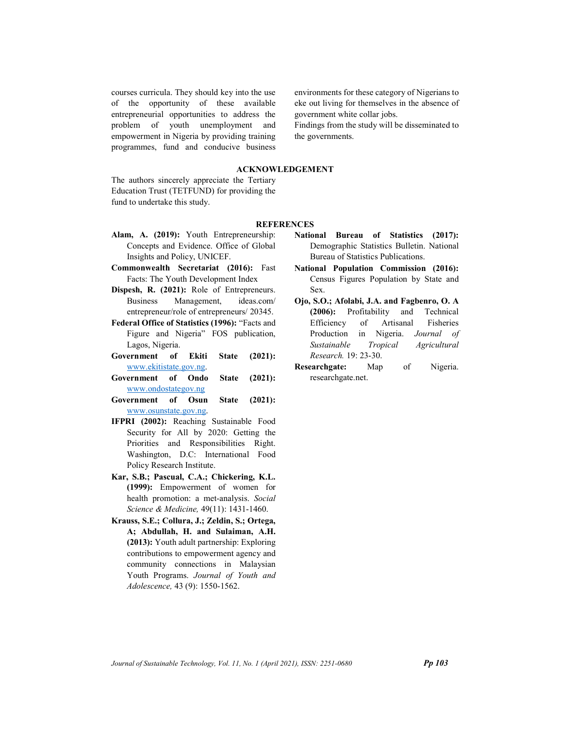courses curricula. They should key into the use of the opportunity of these available entrepreneurial opportunities to address the problem of youth unemployment and empowerment in Nigeria by providing training programmes, fund and conducive business environments for these category of Nigerians to eke out living for themselves in the absence of government white collar jobs.

Findings from the study will be disseminated to the governments.

## ACKNOWLEDGEMENT

The authors sincerely appreciate the Tertiary Education Trust (TETFUND) for providing the fund to undertake this study.

## REFERENCES

**Alam, A. (2019):** Youth Entrepreneurship: Concepts and Evidence. Office of Global Insights and Policy, UNICEF.

**Commonwealth Secretariat (2016):** Fast Facts: The Youth Development Index

**Dispesh, R. (2021):** Role of Entrepreneurs. Business Management, ideas.com/ entrepreneur/role of entrepreneurs/ 20345.

**Federal Office of Statistics (1996):** "Facts and Figure and Nigeria" FOS publication, Lagos, Nigeria.

**Government of Ekiti State (2021):** www.ekitistate.gov.ng.

**Government of Ondo State (2021):** www.ondostategov.ng

**Government of Osun State (2021):** www.osunstate.gov.ng.

**IFPRI (2002):** Reaching Sustainable Food Security for All by 2020: Getting the Priorities and Responsibilities Right. Washington, D.C: International Food Policy Research Institute.

**Kar, S.B.; Pascual, C.A.; Chickering, K.L. (1999):** Empowerment of women for health promotion: a met-analysis. *Social Science & Medicine,* 49(11): 1431-1460.

**Krauss, S.E.; Collura, J.; Zeldin, S.; Ortega, A; Abdullah, H. and Sulaiman, A.H. (2013):** Youth adult partnership: Exploring contributions to empowerment agency and community connections in Malaysian Youth Programs. *Journal of Youth and Adolescence,* 43 (9): 1550-1562.

**National Bureau of Statistics (2017):** Demographic Statistics Bulletin. National Bureau of Statistics Publications.

**National Population Commission (2016):** Census Figures Population by State and Sex.

**Ojo, S.O.; Afolabi, J.A. and Fagbenro, O. A (2006):** Profitability and Technical Efficiency of Artisanal Fisheries Production in Nigeria. *Journal of Sustainable Tropical Agricultural Research.* 19: 23-30.

**Researchgate:** Map of Nigeria. researchgate.net.